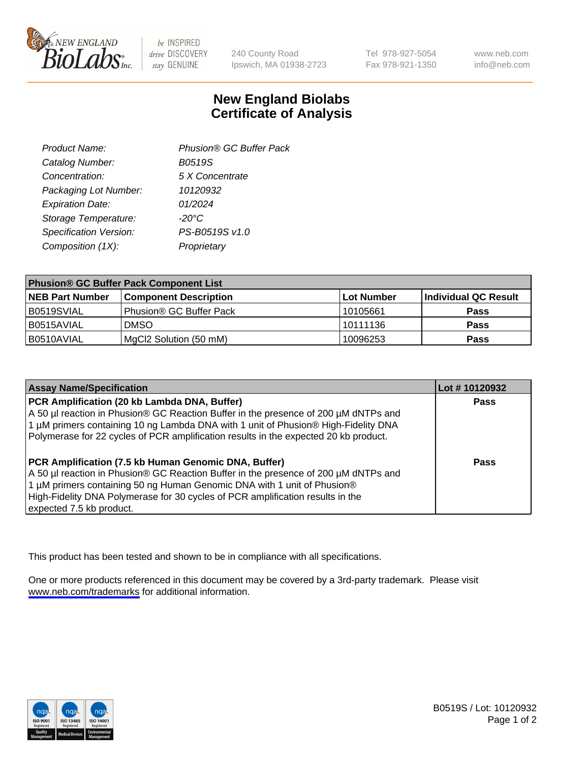New England BioLabs Inc. — be INSPIRED drive DISCOVERY stay GENUINE

240 County Road
Ipswich, MA 01938-2723

Tel 978-927-5054
Fax 978-921-1350

www.neb.com
info@neb.com

# New England Biolabs
# Certificate of Analysis

| | |
|---|---|
| *Product Name:* | *Phusion® GC Buffer Pack* |
| *Catalog Number:* | *B0519S* |
| *Concentration:* | *5 X Concentrate* |
| *Packaging Lot Number:* | *10120932* |
| *Expiration Date:* | *01/2024* |
| *Storage Temperature:* | *-20°C* |
| *Specification Version:* | *PS-B0519S v1.0* |
| *Composition (1X):* | *Proprietary* |

| Phusion® GC Buffer Pack Component List | | | |
|---|---|---|---|
| **NEB Part Number** | **Component Description** | **Lot Number** | **Individual QC Result** |
| B0519SVIAL | Phusion® GC Buffer Pack | 10105661 | **Pass** |
| B0515AVIAL | DMSO | 10111136 | **Pass** |
| B0510AVIAL | MgCl2 Solution (50 mM) | 10096253 | **Pass** |

| Assay Name/Specification | Lot # 10120932 |
|---|---|
| **PCR Amplification (20 kb Lambda DNA, Buffer)** A 50 µl reaction in Phusion® GC Reaction Buffer in the presence of 200 µM dNTPs and 1 µM primers containing 10 ng Lambda DNA with 1 unit of Phusion® High-Fidelity DNA Polymerase for 22 cycles of PCR amplification results in the expected 20 kb product. | **Pass** |
| **PCR Amplification (7.5 kb Human Genomic DNA, Buffer)** A 50 µl reaction in Phusion® GC Reaction Buffer in the presence of 200 µM dNTPs and 1 µM primers containing 50 ng Human Genomic DNA with 1 unit of Phusion® High-Fidelity DNA Polymerase for 30 cycles of PCR amplification results in the expected 7.5 kb product. | **Pass** |

This product has been tested and shown to be in compliance with all specifications.

One or more products referenced in this document may be covered by a 3rd-party trademark. Please visit www.neb.com/trademarks for additional information.

B0519S / Lot: 10120932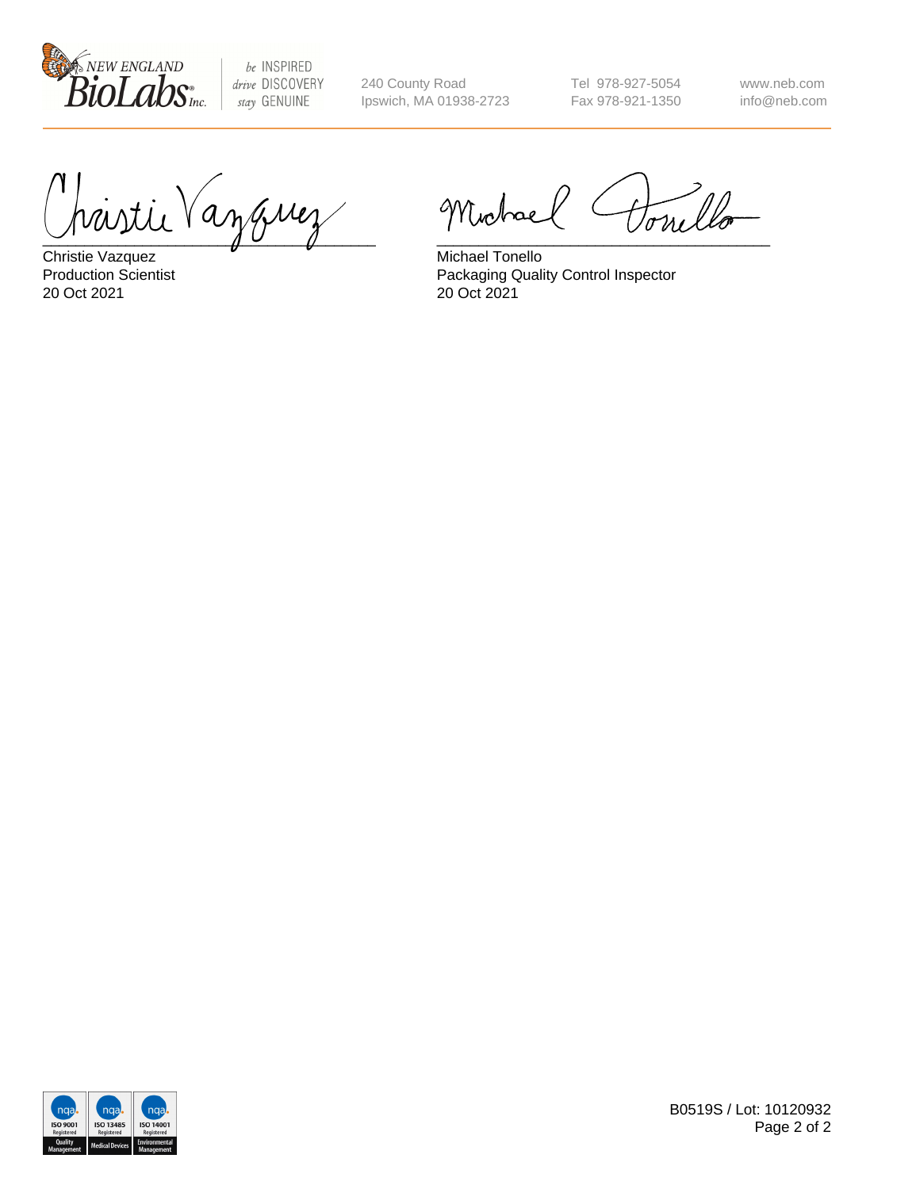240 County Road
Ipswich, MA 01938-2723

Tel 978-927-5054
Fax 978-921-1350

www.neb.com
info@neb.com

Christie Vazquez
Production Scientist
20 Oct 2021

Michael Tonello
Packaging Quality Control Inspector
20 Oct 2021

B0519S / Lot: 10120932